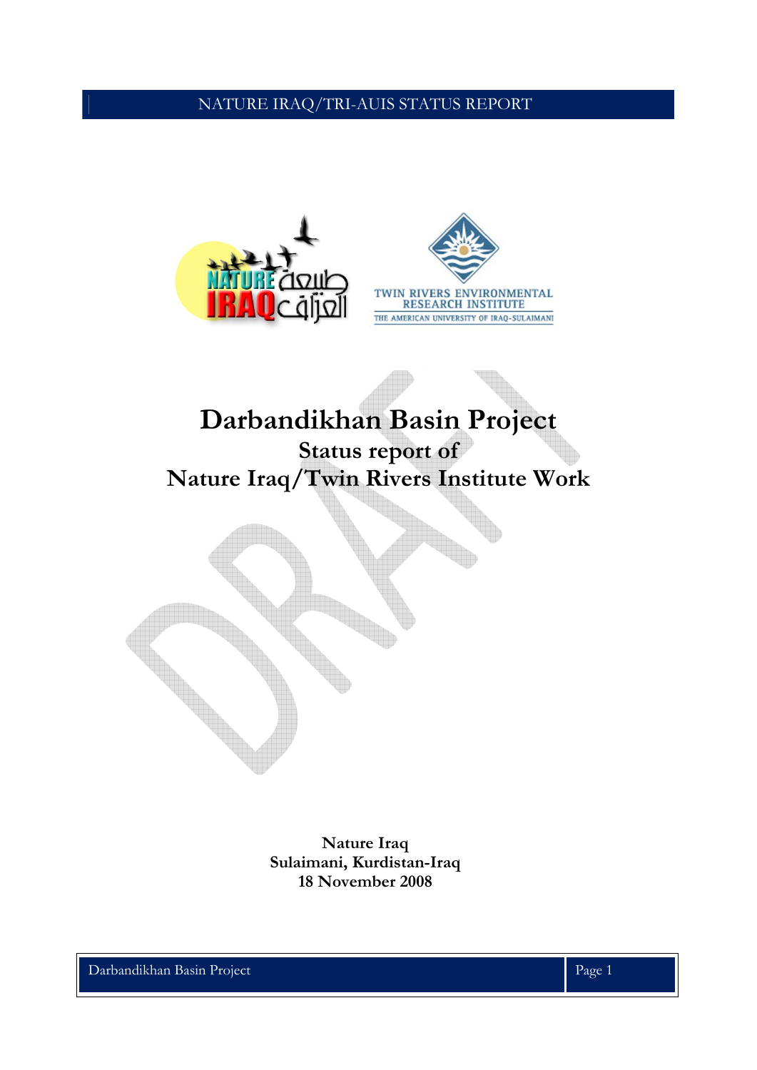# Darbandikhan Basin Project

## Status report of Nature Iraq/Twin Rivers Institute Work

**Nature Iraq**
**Sulaimani, Kurdistan-Iraq**
**18 November 2008**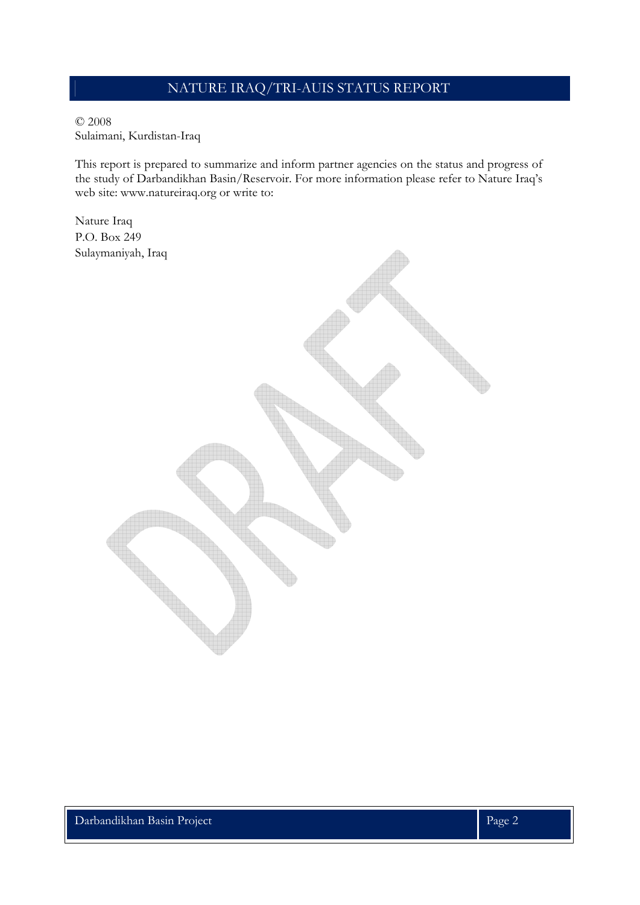© 2008
Sulaimani, Kurdistan-Iraq

This report is prepared to summarize and inform partner agencies on the status and progress of the study of Darbandikhan Basin/Reservoir. For more information please refer to Nature Iraq's web site: www.natureiraq.org or write to:

Nature Iraq
P.O. Box 249
Sulaymaniyah, Iraq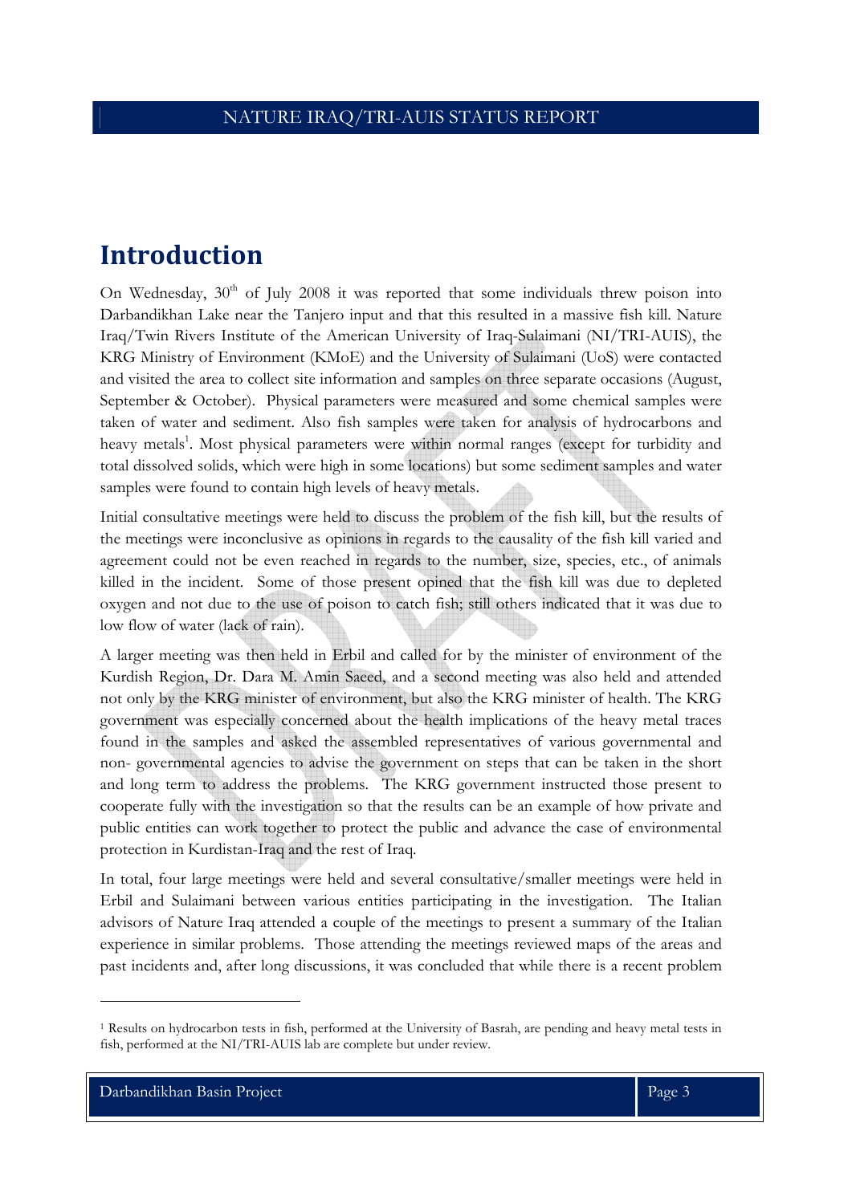# Introduction

On Wednesday, 30th of July 2008 it was reported that some individuals threw poison into Darbandikhan Lake near the Tanjero input and that this resulted in a massive fish kill. Nature Iraq/Twin Rivers Institute of the American University of Iraq-Sulaimani (NI/TRI-AUIS), the KRG Ministry of Environment (KMoE) and the University of Sulaimani (UoS) were contacted and visited the area to collect site information and samples on three separate occasions (August, September & October). Physical parameters were measured and some chemical samples were taken of water and sediment. Also fish samples were taken for analysis of hydrocarbons and heavy metals[1]. Most physical parameters were within normal ranges (except for turbidity and total dissolved solids, which were high in some locations) but some sediment samples and water samples were found to contain high levels of heavy metals.

Initial consultative meetings were held to discuss the problem of the fish kill, but the results of the meetings were inconclusive as opinions in regards to the causality of the fish kill varied and agreement could not be even reached in regards to the number, size, species, etc., of animals killed in the incident. Some of those present opined that the fish kill was due to depleted oxygen and not due to the use of poison to catch fish; still others indicated that it was due to low flow of water (lack of rain).

A larger meeting was then held in Erbil and called for by the minister of environment of the Kurdish Region, Dr. Dara M. Amin Saeed, and a second meeting was also held and attended not only by the KRG minister of environment, but also the KRG minister of health. The KRG government was especially concerned about the health implications of the heavy metal traces found in the samples and asked the assembled representatives of various governmental and non- governmental agencies to advise the government on steps that can be taken in the short and long term to address the problems. The KRG government instructed those present to cooperate fully with the investigation so that the results can be an example of how private and public entities can work together to protect the public and advance the case of environmental protection in Kurdistan-Iraq and the rest of Iraq.

In total, four large meetings were held and several consultative/smaller meetings were held in Erbil and Sulaimani between various entities participating in the investigation. The Italian advisors of Nature Iraq attended a couple of the meetings to present a summary of the Italian experience in similar problems. Those attending the meetings reviewed maps of the areas and past incidents and, after long discussions, it was concluded that while there is a recent problem

[1] Results on hydrocarbon tests in fish, performed at the University of Basrah, are pending and heavy metal tests in fish, performed at the NI/TRI-AUIS lab are complete but under review.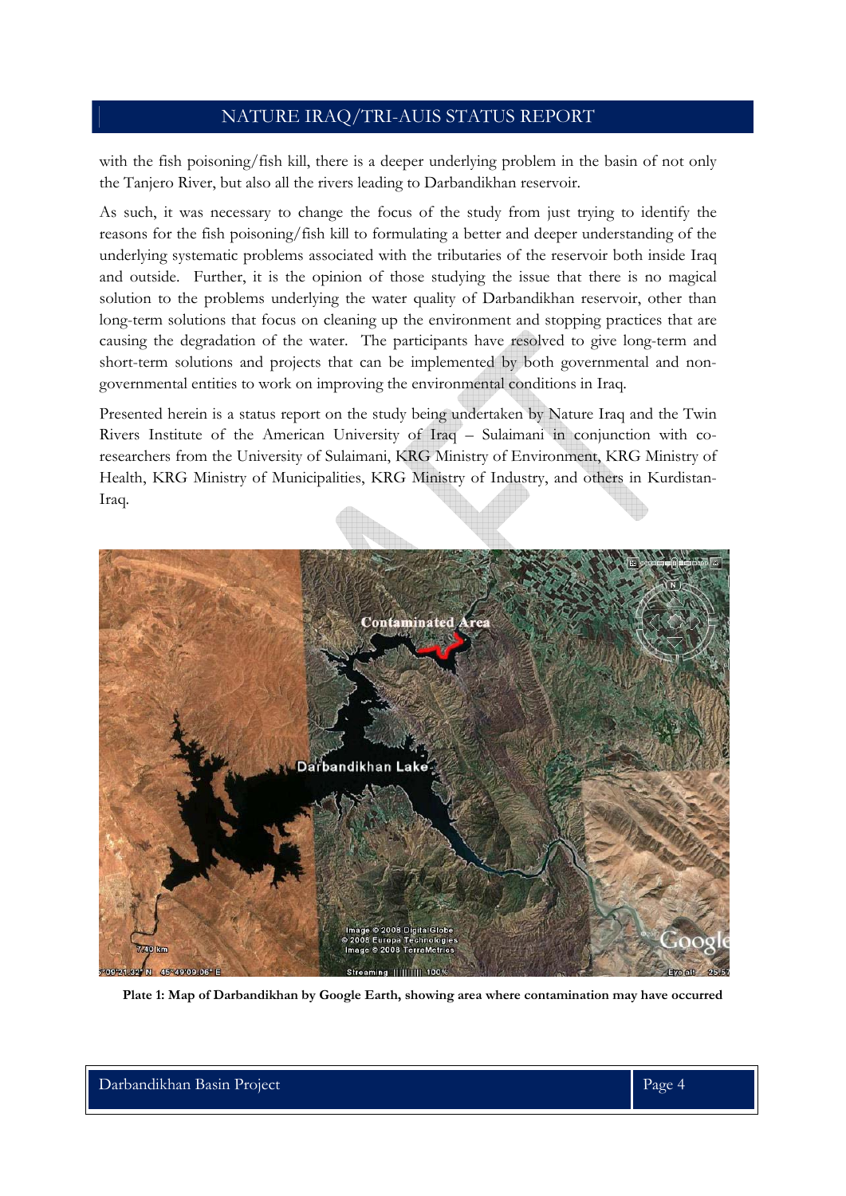with the fish poisoning/fish kill, there is a deeper underlying problem in the basin of not only the Tanjero River, but also all the rivers leading to Darbandikhan reservoir.

As such, it was necessary to change the focus of the study from just trying to identify the reasons for the fish poisoning/fish kill to formulating a better and deeper understanding of the underlying systematic problems associated with the tributaries of the reservoir both inside Iraq and outside. Further, it is the opinion of those studying the issue that there is no magical solution to the problems underlying the water quality of Darbandikhan reservoir, other than long-term solutions that focus on cleaning up the environment and stopping practices that are causing the degradation of the water. The participants have resolved to give long-term and short-term solutions and projects that can be implemented by both governmental and non-governmental entities to work on improving the environmental conditions in Iraq.

Presented herein is a status report on the study being undertaken by Nature Iraq and the Twin Rivers Institute of the American University of Iraq – Sulaimani in conjunction with co-researchers from the University of Sulaimani, KRG Ministry of Environment, KRG Ministry of Health, KRG Ministry of Municipalities, KRG Ministry of Industry, and others in Kurdistan-Iraq.

**Plate 1: Map of Darbandikhan by Google Earth, showing area where contamination may have occurred**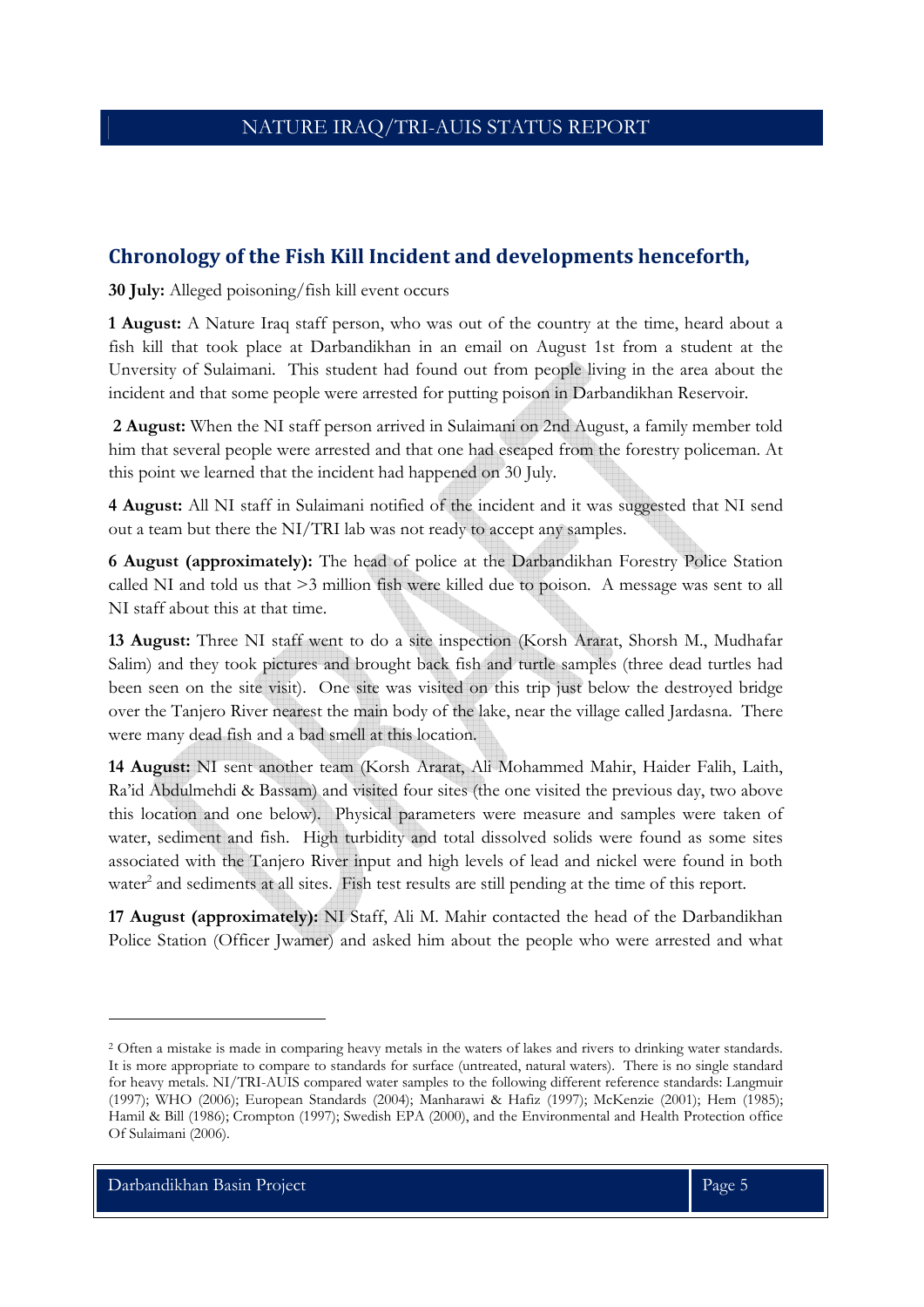## Chronology of the Fish Kill Incident and developments henceforth,

**30 July:** Alleged poisoning/fish kill event occurs

**1 August:** A Nature Iraq staff person, who was out of the country at the time, heard about a fish kill that took place at Darbandikhan in an email on August 1st from a student at the Unversity of Sulaimani. This student had found out from people living in the area about the incident and that some people were arrested for putting poison in Darbandikhan Reservoir.

**2 August:** When the NI staff person arrived in Sulaimani on 2nd August, a family member told him that several people were arrested and that one had escaped from the forestry policeman. At this point we learned that the incident had happened on 30 July.

**4 August:** All NI staff in Sulaimani notified of the incident and it was suggested that NI send out a team but there the NI/TRI lab was not ready to accept any samples.

**6 August (approximately):** The head of police at the Darbandikhan Forestry Police Station called NI and told us that >3 million fish were killed due to poison. A message was sent to all NI staff about this at that time.

**13 August:** Three NI staff went to do a site inspection (Korsh Ararat, Shorsh M., Mudhafar Salim) and they took pictures and brought back fish and turtle samples (three dead turtles had been seen on the site visit). One site was visited on this trip just below the destroyed bridge over the Tanjero River nearest the main body of the lake, near the village called Jardasna. There were many dead fish and a bad smell at this location.

**14 August:** NI sent another team (Korsh Ararat, Ali Mohammed Mahir, Haider Falih, Laith, Ra'id Abdulmehdi & Bassam) and visited four sites (the one visited the previous day, two above this location and one below). Physical parameters were measure and samples were taken of water, sediment and fish. High turbidity and total dissolved solids were found as some sites associated with the Tanjero River input and high levels of lead and nickel were found in both water[2] and sediments at all sites. Fish test results are still pending at the time of this report.

**17 August (approximately):** NI Staff, Ali M. Mahir contacted the head of the Darbandikhan Police Station (Officer Jwamer) and asked him about the people who were arrested and what

---

[2] Often a mistake is made in comparing heavy metals in the waters of lakes and rivers to drinking water standards. It is more appropriate to compare to standards for surface (untreated, natural waters). There is no single standard for heavy metals. NI/TRI-AUIS compared water samples to the following different reference standards: Langmuir (1997); WHO (2006); European Standards (2004); Manharawi & Hafiz (1997); McKenzie (2001); Hem (1985); Hamil & Bill (1986); Crompton (1997); Swedish EPA (2000), and the Environmental and Health Protection office Of Sulaimani (2006).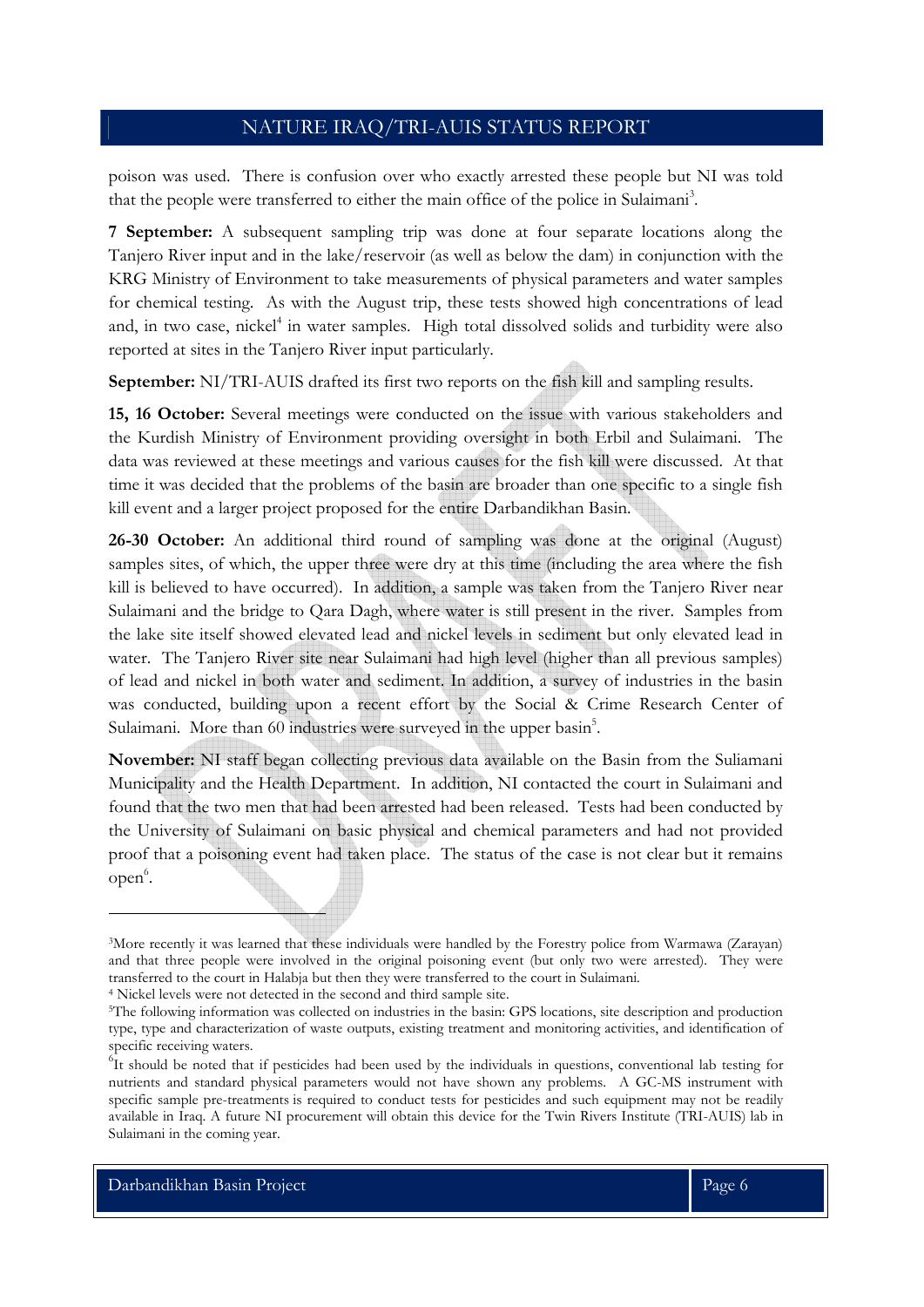poison was used. There is confusion over who exactly arrested these people but NI was told that the people were transferred to either the main office of the police in Sulaimani[3].

**7 September:** A subsequent sampling trip was done at four separate locations along the Tanjero River input and in the lake/reservoir (as well as below the dam) in conjunction with the KRG Ministry of Environment to take measurements of physical parameters and water samples for chemical testing. As with the August trip, these tests showed high concentrations of lead and, in two case, nickel[4] in water samples. High total dissolved solids and turbidity were also reported at sites in the Tanjero River input particularly.

**September:** NI/TRI-AUIS drafted its first two reports on the fish kill and sampling results.

**15, 16 October:** Several meetings were conducted on the issue with various stakeholders and the Kurdish Ministry of Environment providing oversight in both Erbil and Sulaimani. The data was reviewed at these meetings and various causes for the fish kill were discussed. At that time it was decided that the problems of the basin are broader than one specific to a single fish kill event and a larger project proposed for the entire Darbandikhan Basin.

**26-30 October:** An additional third round of sampling was done at the original (August) samples sites, of which, the upper three were dry at this time (including the area where the fish kill is believed to have occurred). In addition, a sample was taken from the Tanjero River near Sulaimani and the bridge to Qara Dagh, where water is still present in the river. Samples from the lake site itself showed elevated lead and nickel levels in sediment but only elevated lead in water. The Tanjero River site near Sulaimani had high level (higher than all previous samples) of lead and nickel in both water and sediment. In addition, a survey of industries in the basin was conducted, building upon a recent effort by the Social & Crime Research Center of Sulaimani. More than 60 industries were surveyed in the upper basin[5].

**November:** NI staff began collecting previous data available on the Basin from the Suliamani Municipality and the Health Department. In addition, NI contacted the court in Sulaimani and found that the two men that had been arrested had been released. Tests had been conducted by the University of Sulaimani on basic physical and chemical parameters and had not provided proof that a poisoning event had taken place. The status of the case is not clear but it remains open[6].

---

[3] More recently it was learned that these individuals were handled by the Forestry police from Warmawa (Zarayan) and that three people were involved in the original poisoning event (but only two were arrested). They were transferred to the court in Halabja but then they were transferred to the court in Sulaimani.

[4] Nickel levels were not detected in the second and third sample site.

[5] The following information was collected on industries in the basin: GPS locations, site description and production type, type and characterization of waste outputs, existing treatment and monitoring activities, and identification of specific receiving waters.

[6] It should be noted that if pesticides had been used by the individuals in questions, conventional lab testing for nutrients and standard physical parameters would not have shown any problems. A GC-MS instrument with specific sample pre-treatments is required to conduct tests for pesticides and such equipment may not be readily available in Iraq. A future NI procurement will obtain this device for the Twin Rivers Institute (TRI-AUIS) lab in Sulaimani in the coming year.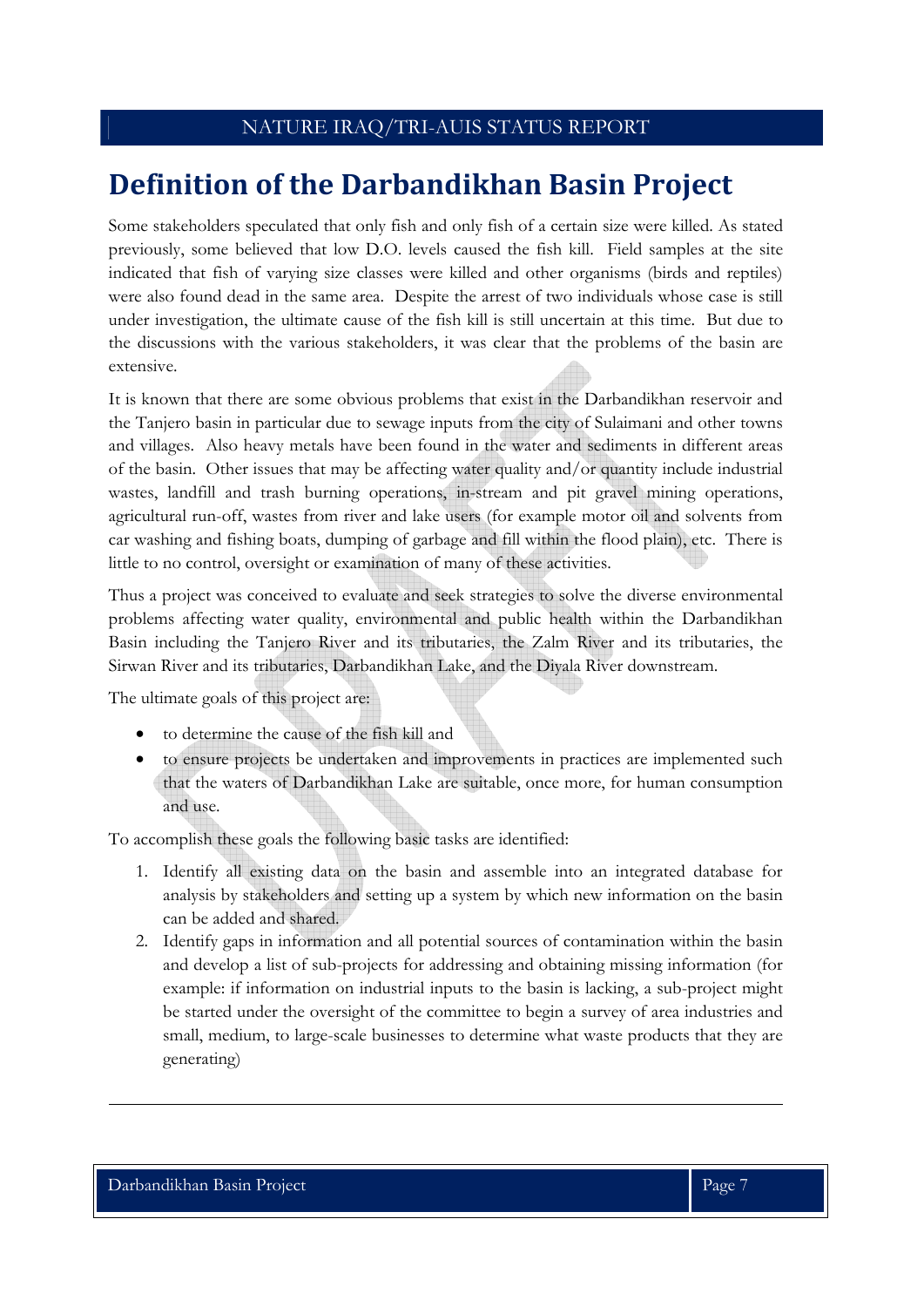# Definition of the Darbandikhan Basin Project

Some stakeholders speculated that only fish and only fish of a certain size were killed. As stated previously, some believed that low D.O. levels caused the fish kill. Field samples at the site indicated that fish of varying size classes were killed and other organisms (birds and reptiles) were also found dead in the same area. Despite the arrest of two individuals whose case is still under investigation, the ultimate cause of the fish kill is still uncertain at this time. But due to the discussions with the various stakeholders, it was clear that the problems of the basin are extensive.

It is known that there are some obvious problems that exist in the Darbandikhan reservoir and the Tanjero basin in particular due to sewage inputs from the city of Sulaimani and other towns and villages. Also heavy metals have been found in the water and sediments in different areas of the basin. Other issues that may be affecting water quality and/or quantity include industrial wastes, landfill and trash burning operations, in-stream and pit gravel mining operations, agricultural run-off, wastes from river and lake users (for example motor oil and solvents from car washing and fishing boats, dumping of garbage and fill within the flood plain), etc. There is little to no control, oversight or examination of many of these activities.

Thus a project was conceived to evaluate and seek strategies to solve the diverse environmental problems affecting water quality, environmental and public health within the Darbandikhan Basin including the Tanjero River and its tributaries, the Zalm River and its tributaries, the Sirwan River and its tributaries, Darbandikhan Lake, and the Diyala River downstream.

The ultimate goals of this project are:

- to determine the cause of the fish kill and
- to ensure projects be undertaken and improvements in practices are implemented such that the waters of Darbandikhan Lake are suitable, once more, for human consumption and use.

To accomplish these goals the following basic tasks are identified:

1. Identify all existing data on the basin and assemble into an integrated database for analysis by stakeholders and setting up a system by which new information on the basin can be added and shared.
2. Identify gaps in information and all potential sources of contamination within the basin and develop a list of sub-projects for addressing and obtaining missing information (for example: if information on industrial inputs to the basin is lacking, a sub-project might be started under the oversight of the committee to begin a survey of area industries and small, medium, to large-scale businesses to determine what waste products that they are generating)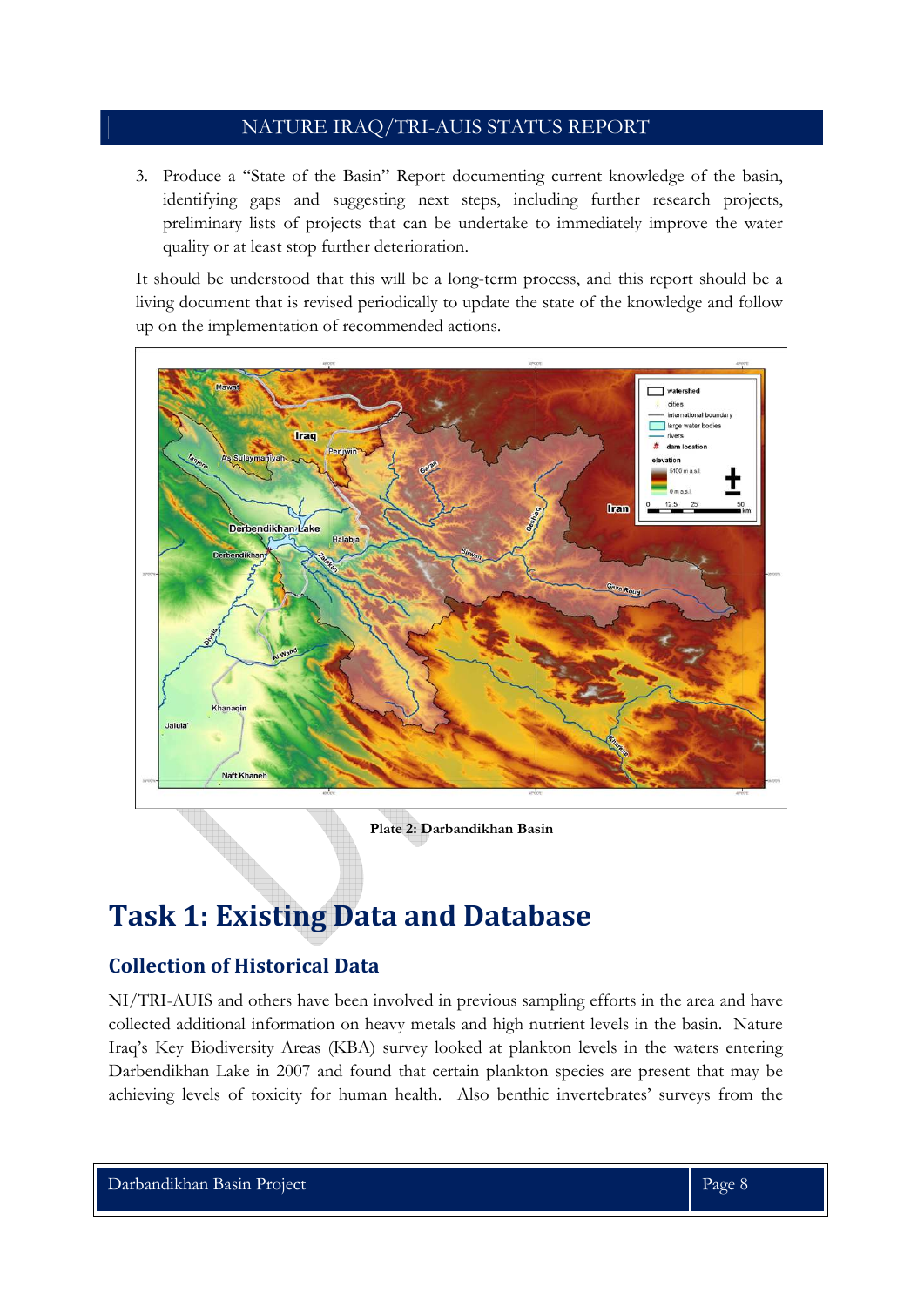3. Produce a "State of the Basin" Report documenting current knowledge of the basin, identifying gaps and suggesting next steps, including further research projects, preliminary lists of projects that can be undertake to immediately improve the water quality or at least stop further deterioration.

It should be understood that this will be a long-term process, and this report should be a living document that is revised periodically to update the state of the knowledge and follow up on the implementation of recommended actions.

**Plate 2: Darbandikhan Basin**

# Task 1: Existing Data and Database

## Collection of Historical Data

NI/TRI-AUIS and others have been involved in previous sampling efforts in the area and have collected additional information on heavy metals and high nutrient levels in the basin. Nature Iraq's Key Biodiversity Areas (KBA) survey looked at plankton levels in the waters entering Darbendikhan Lake in 2007 and found that certain plankton species are present that may be achieving levels of toxicity for human health. Also benthic invertebrates' surveys from the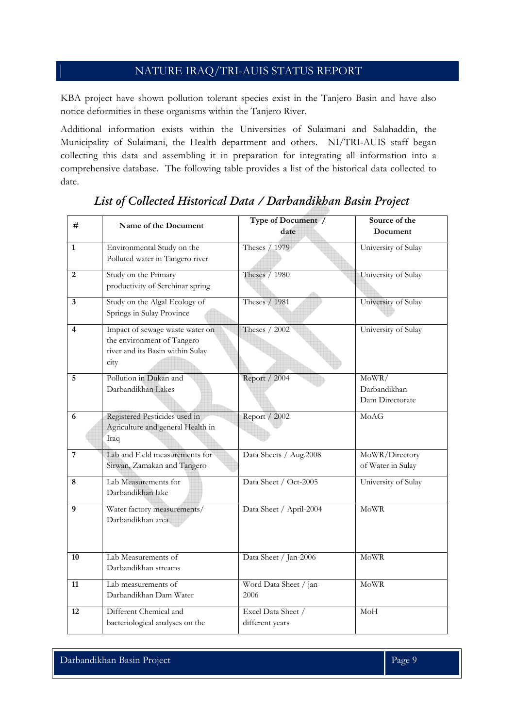KBA project have shown pollution tolerant species exist in the Tanjero Basin and have also notice deformities in these organisms within the Tanjero River.

Additional information exists within the Universities of Sulaimani and Salahaddin, the Municipality of Sulaimani, the Health department and others. NI/TRI-AUIS staff began collecting this data and assembling it in preparation for integrating all information into a comprehensive database. The following table provides a list of the historical data collected to date.

### *List of Collected Historical Data / Darbandikhan Basin Project*

| # | Name of the Document | Type of Document / date | Source of the Document |
|---|---|---|---|
| 1 | Environmental Study on the Polluted water in Tangero river | Theses / 1979 | University of Sulay |
| 2 | Study on the Primary productivity of Serchinar spring | Theses / 1980 | University of Sulay |
| 3 | Study on the Algal Ecology of Springs in Sulay Province | Theses / 1981 | University of Sulay |
| 4 | Impact of sewage waste water on the environment of Tangero river and its Basin within Sulay city | Theses / 2002 | University of Sulay |
| 5 | Pollution in Dukan and Darbandikhan Lakes | Report / 2004 | MoWR/ Darbandikhan Dam Directorate |
| 6 | Registered Pesticides used in Agriculture and general Health in Iraq | Report / 2002 | MoAG |
| 7 | Lab and Field measurements for Sirwan, Zamakan and Tangero | Data Sheets / Aug.2008 | MoWR/Directory of Water in Sulay |
| 8 | Lab Measurements for Darbandikhan lake | Data Sheet / Oct-2005 | University of Sulay |
| 9 | Water factory measurements/ Darbandikhan area | Data Sheet / April-2004 | MoWR |
| 10 | Lab Measurements of Darbandikhan streams | Data Sheet / Jan-2006 | MoWR |
| 11 | Lab measurements of Darbandikhan Dam Water | Word Data Sheet / jan-2006 | MoWR |
| 12 | Different Chemical and bacteriological analyses on the | Excel Data Sheet / different years | MoH |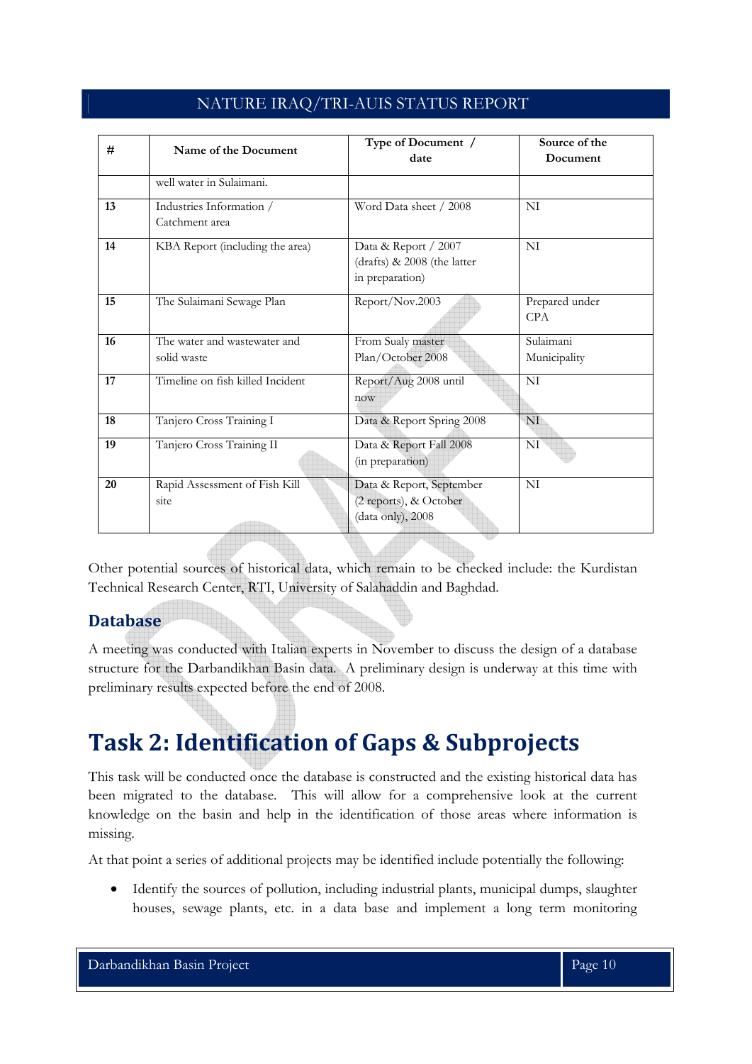| # | Name of the Document | Type of Document / date | Source of the Document |
|---|---|---|---|
| | well water in Sulaimani. | | |
| 13 | Industries Information / Catchment area | Word Data sheet / 2008 | NI |
| 14 | KBA Report (including the area) | Data & Report / 2007 (drafts) & 2008 (the latter in preparation) | NI |
| 15 | The Sulaimani Sewage Plan | Report/Nov.2003 | Prepared under CPA |
| 16 | The water and wastewater and solid waste | From Sualy master Plan/October 2008 | Sulaimani Municipality |
| 17 | Timeline on fish killed Incident | Report/Aug 2008 until now | NI |
| 18 | Tanjero Cross Training I | Data & Report Spring 2008 | NI |
| 19 | Tanjero Cross Training II | Data & Report Fall 2008 (in preparation) | NI |
| 20 | Rapid Assessment of Fish Kill site | Data & Report, September (2 reports), & October (data only), 2008 | NI |

Other potential sources of historical data, which remain to be checked include: the Kurdistan Technical Research Center, RTI, University of Salahaddin and Baghdad.

## Database

A meeting was conducted with Italian experts in November to discuss the design of a database structure for the Darbandikhan Basin data. A preliminary design is underway at this time with preliminary results expected before the end of 2008.

# Task 2: Identification of Gaps & Subprojects

This task will be conducted once the database is constructed and the existing historical data has been migrated to the database. This will allow for a comprehensive look at the current knowledge on the basin and help in the identification of those areas where information is missing.

At that point a series of additional projects may be identified include potentially the following:

- Identify the sources of pollution, including industrial plants, municipal dumps, slaughter houses, sewage plants, etc. in a data base and implement a long term monitoring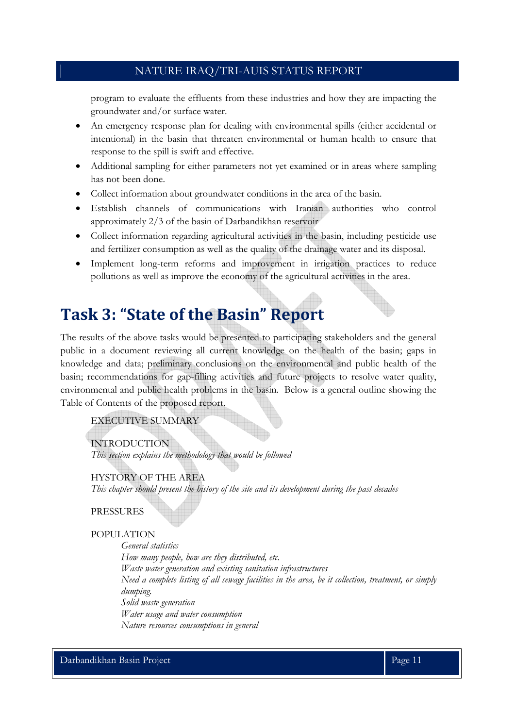program to evaluate the effluents from these industries and how they are impacting the groundwater and/or surface water.

- An emergency response plan for dealing with environmental spills (either accidental or intentional) in the basin that threaten environmental or human health to ensure that response to the spill is swift and effective.
- Additional sampling for either parameters not yet examined or in areas where sampling has not been done.
- Collect information about groundwater conditions in the area of the basin.
- Establish channels of communications with Iranian authorities who control approximately 2/3 of the basin of Darbandikhan reservoir
- Collect information regarding agricultural activities in the basin, including pesticide use and fertilizer consumption as well as the quality of the drainage water and its disposal.
- Implement long-term reforms and improvement in irrigation practices to reduce pollutions as well as improve the economy of the agricultural activities in the area.

# Task 3: "State of the Basin" Report

The results of the above tasks would be presented to participating stakeholders and the general public in a document reviewing all current knowledge on the health of the basin; gaps in knowledge and data; preliminary conclusions on the environmental and public health of the basin; recommendations for gap-filling activities and future projects to resolve water quality, environmental and public health problems in the basin. Below is a general outline showing the Table of Contents of the proposed report.

EXECUTIVE SUMMARY

INTRODUCTION
*This section explains the methodology that would be followed*

HYSTORY OF THE AREA
*This chapter should present the history of the site and its development during the past decades*

PRESSURES

POPULATION

*General statistics*
*How many people, how are they distributed, etc.*
*Waste water generation and existing sanitation infrastructures*
*Need a complete listing of all sewage facilities in the area, be it collection, treatment, or simply dumping.*
*Solid waste generation*
*Water usage and water consumption*
*Nature resources consumptions in general*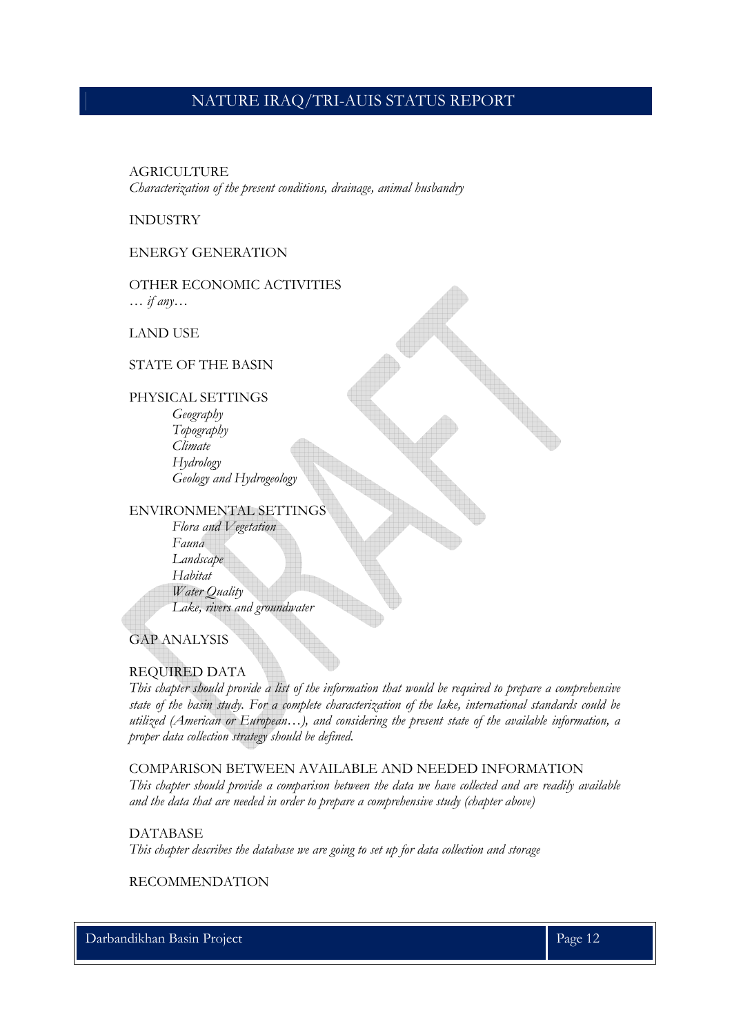## AGRICULTURE

*Characterization of the present conditions, drainage, animal husbandry*

## INDUSTRY

## ENERGY GENERATION

## OTHER ECONOMIC ACTIVITIES

*… if any…*

## LAND USE

## STATE OF THE BASIN

## PHYSICAL SETTINGS

- *Geography*
- *Topography*
- *Climate*
- *Hydrology*
- *Geology and Hydrogeology*

## ENVIRONMENTAL SETTINGS

- *Flora and Vegetation*
- *Fauna*
- *Landscape*
- *Habitat*
- *Water Quality*
- *Lake, rivers and groundwater*

## GAP ANALYSIS

## REQUIRED DATA

*This chapter should provide a list of the information that would be required to prepare a comprehensive state of the basin study. For a complete characterization of the lake, international standards could be utilized (American or European…), and considering the present state of the available information, a proper data collection strategy should be defined.*

## COMPARISON BETWEEN AVAILABLE AND NEEDED INFORMATION

*This chapter should provide a comparison between the data we have collected and are readily available and the data that are needed in order to prepare a comprehensive study (chapter above)*

## DATABASE

*This chapter describes the database we are going to set up for data collection and storage*

## RECOMMENDATION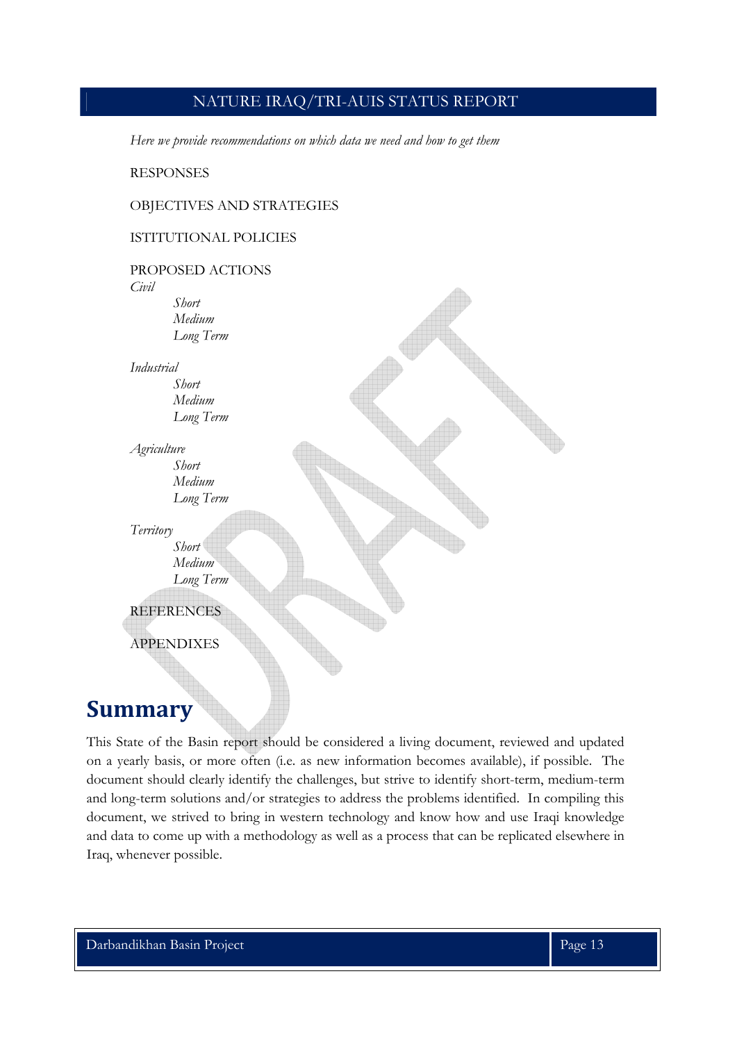*Here we provide recommendations on which data we need and how to get them*

RESPONSES

OBJECTIVES AND STRATEGIES

ISTITUTIONAL POLICIES

PROPOSED ACTIONS

*Civil*

*Short*
*Medium*
*Long Term*

*Industrial*

*Short*
*Medium*
*Long Term*

*Agriculture*

*Short*
*Medium*
*Long Term*

*Territory*

*Short*
*Medium*
*Long Term*

REFERENCES

APPENDIXES

# Summary

This State of the Basin report should be considered a living document, reviewed and updated on a yearly basis, or more often (i.e. as new information becomes available), if possible. The document should clearly identify the challenges, but strive to identify short-term, medium-term and long-term solutions and/or strategies to address the problems identified. In compiling this document, we strived to bring in western technology and know how and use Iraqi knowledge and data to come up with a methodology as well as a process that can be replicated elsewhere in Iraq, whenever possible.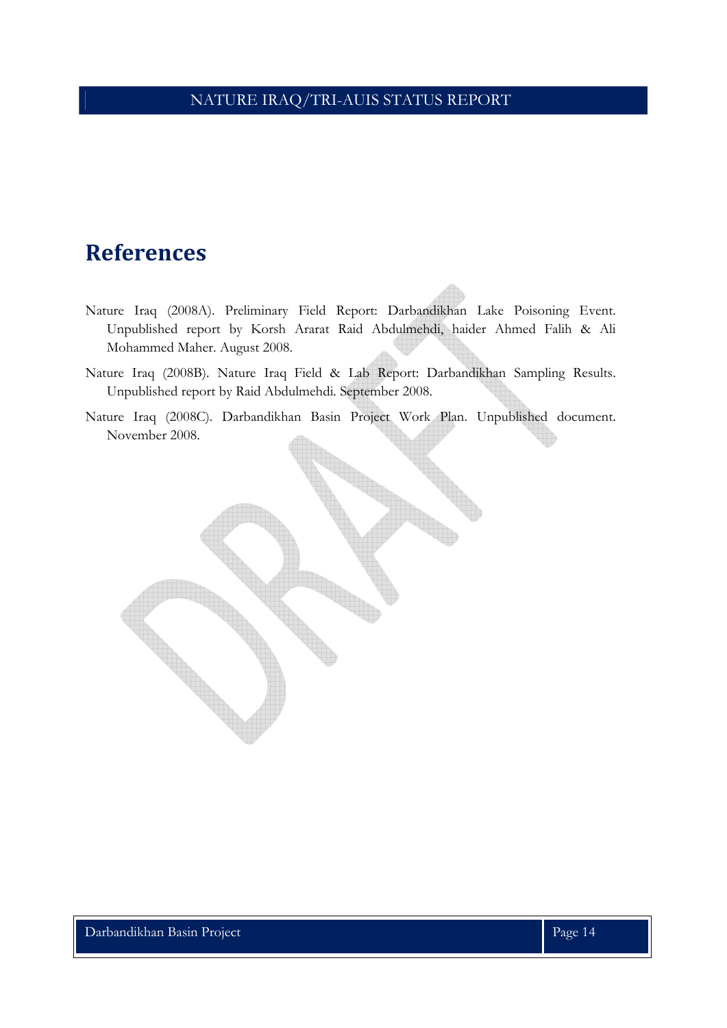# References

Nature Iraq (2008A). Preliminary Field Report: Darbandikhan Lake Poisoning Event. Unpublished report by Korsh Ararat Raid Abdulmehdi, haider Ahmed Falih & Ali Mohammed Maher. August 2008.

Nature Iraq (2008B). Nature Iraq Field & Lab Report: Darbandikhan Sampling Results. Unpublished report by Raid Abdulmehdi. September 2008.

Nature Iraq (2008C). Darbandikhan Basin Project Work Plan. Unpublished document. November 2008.